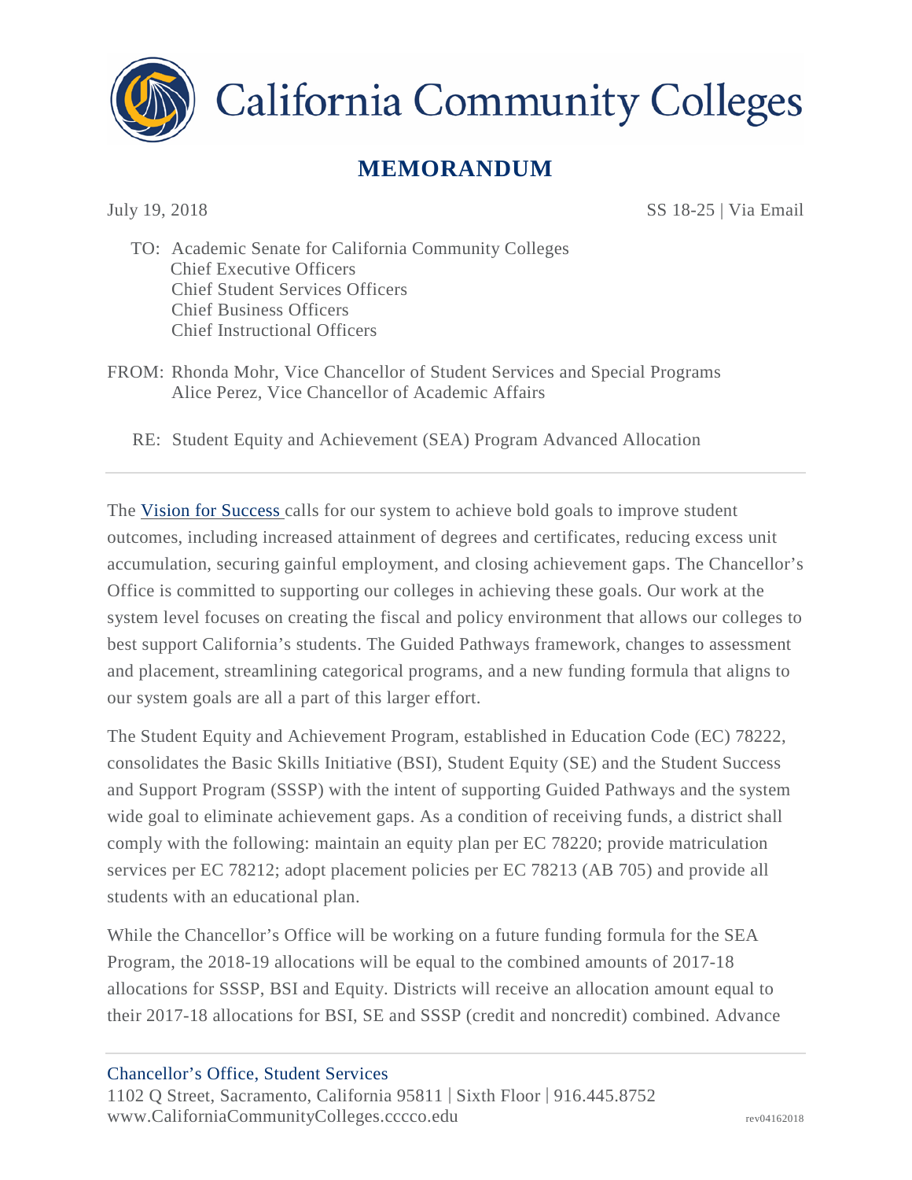# California Community Colleges

## MEMORANDUM

July 19, 2018 SS 18-25 | Via Email

TO: Academic Senate for California Community Colleges
Chief Executive Officers
Chief Student Services Officers
Chief Business Officers
Chief Instructional Officers

FROM: Rhonda Mohr, Vice Chancellor of Student Services and Special Programs
Alice Perez, Vice Chancellor of Academic Affairs

RE: Student Equity and Achievement (SEA) Program Advanced Allocation

---

The Vision for Success calls for our system to achieve bold goals to improve student outcomes, including increased attainment of degrees and certificates, reducing excess unit accumulation, securing gainful employment, and closing achievement gaps. The Chancellor's Office is committed to supporting our colleges in achieving these goals. Our work at the system level focuses on creating the fiscal and policy environment that allows our colleges to best support California's students. The Guided Pathways framework, changes to assessment and placement, streamlining categorical programs, and a new funding formula that aligns to our system goals are all a part of this larger effort.

The Student Equity and Achievement Program, established in Education Code (EC) 78222, consolidates the Basic Skills Initiative (BSI), Student Equity (SE) and the Student Success and Support Program (SSSP) with the intent of supporting Guided Pathways and the system wide goal to eliminate achievement gaps. As a condition of receiving funds, a district shall comply with the following: maintain an equity plan per EC 78220; provide matriculation services per EC 78212; adopt placement policies per EC 78213 (AB 705) and provide all students with an educational plan.

While the Chancellor's Office will be working on a future funding formula for the SEA Program, the 2018-19 allocations will be equal to the combined amounts of 2017-18 allocations for SSSP, BSI and Equity. Districts will receive an allocation amount equal to their 2017-18 allocations for BSI, SE and SSSP (credit and noncredit) combined. Advance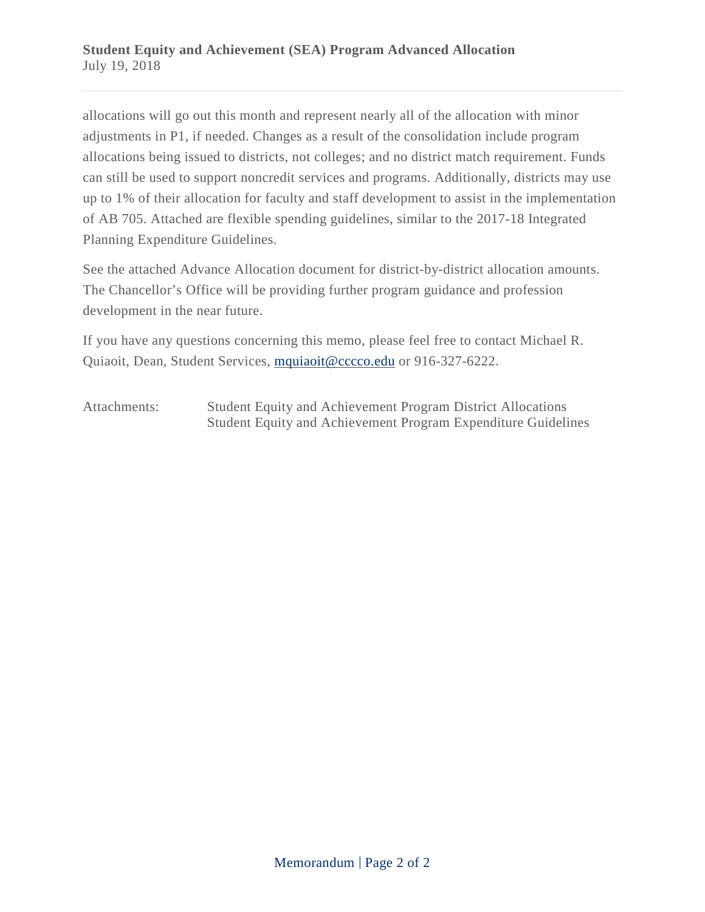allocations will go out this month and represent nearly all of the allocation with minor adjustments in P1, if needed. Changes as a result of the consolidation include program allocations being issued to districts, not colleges; and no district match requirement. Funds can still be used to support noncredit services and programs. Additionally, districts may use up to 1% of their allocation for faculty and staff development to assist in the implementation of AB 705. Attached are flexible spending guidelines, similar to the 2017-18 Integrated Planning Expenditure Guidelines.

See the attached Advance Allocation document for district-by-district allocation amounts. The Chancellor's Office will be providing further program guidance and profession development in the near future.

If you have any questions concerning this memo, please feel free to contact Michael R. Quiaoit, Dean, Student Services, mquiaoit@cccco.edu or 916-327-6222.

Attachments: Student Equity and Achievement Program District Allocations
Student Equity and Achievement Program Expenditure Guidelines